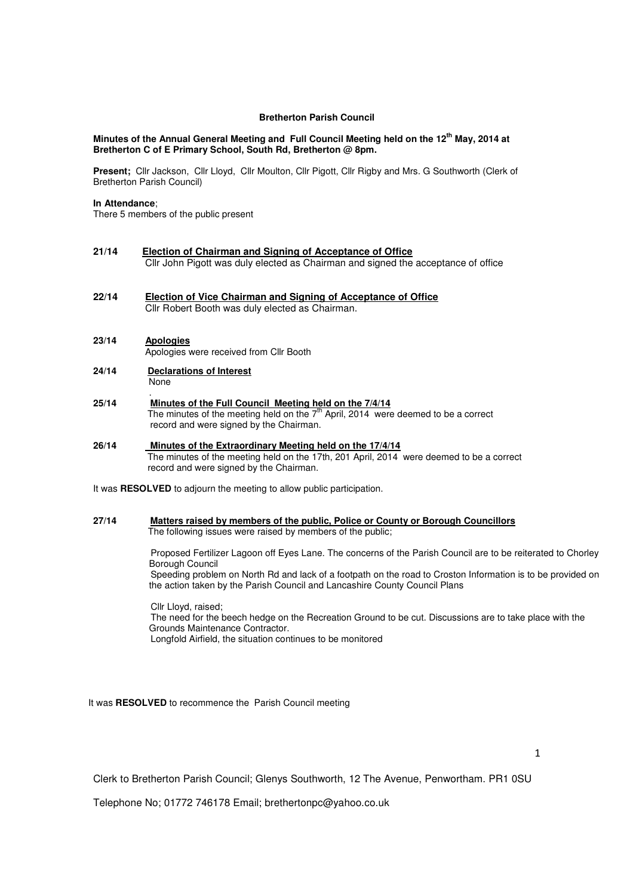**Bretherton Parish Council**

**Minutes of the Annual General Meeting and Full Council Meeting held on the 12th May, 2014 at Bretherton C of E Primary School, South Rd, Bretherton @ 8pm.**

**Present;** Cllr Jackson, Cllr Lloyd, Cllr Moulton, Cllr Pigott, Cllr Rigby and Mrs. G Southworth (Clerk of Bretherton Parish Council)

**In Attendance**;
There 5 members of the public present

**21/14** **Election of Chairman and Signing of Acceptance of Office**
Cllr John Pigott was duly elected as Chairman and signed the acceptance of office

**22/14** **Election of Vice Chairman and Signing of Acceptance of Office**
Cllr Robert Booth was duly elected as Chairman.

**23/14** **Apologies**
Apologies were received from Cllr Booth

**24/14** **Declarations of Interest**
None

**25/14** **Minutes of the Full Council Meeting held on the 7/4/14**
The minutes of the meeting held on the 7th April, 2014 were deemed to be a correct record and were signed by the Chairman.

**26/14** **Minutes of the Extraordinary Meeting held on the 17/4/14**
The minutes of the meeting held on the 17th, 201 April, 2014 were deemed to be a correct record and were signed by the Chairman.

It was **RESOLVED** to adjourn the meeting to allow public participation.

**27/14** **Matters raised by members of the public, Police or County or Borough Councillors**
The following issues were raised by members of the public;

Proposed Fertilizer Lagoon off Eyes Lane. The concerns of the Parish Council are to be reiterated to Chorley Borough Council
Speeding problem on North Rd and lack of a footpath on the road to Croston Information is to be provided on the action taken by the Parish Council and Lancashire County Council Plans

Cllr Lloyd, raised;
The need for the beech hedge on the Recreation Ground to be cut. Discussions are to take place with the Grounds Maintenance Contractor.
Longfold Airfield, the situation continues to be monitored

It was **RESOLVED** to recommence the Parish Council meeting

Clerk to Bretherton Parish Council; Glenys Southworth, 12 The Avenue, Penwortham. PR1 0SU

Telephone No; 01772 746178 Email; brethertonpc@yahoo.co.uk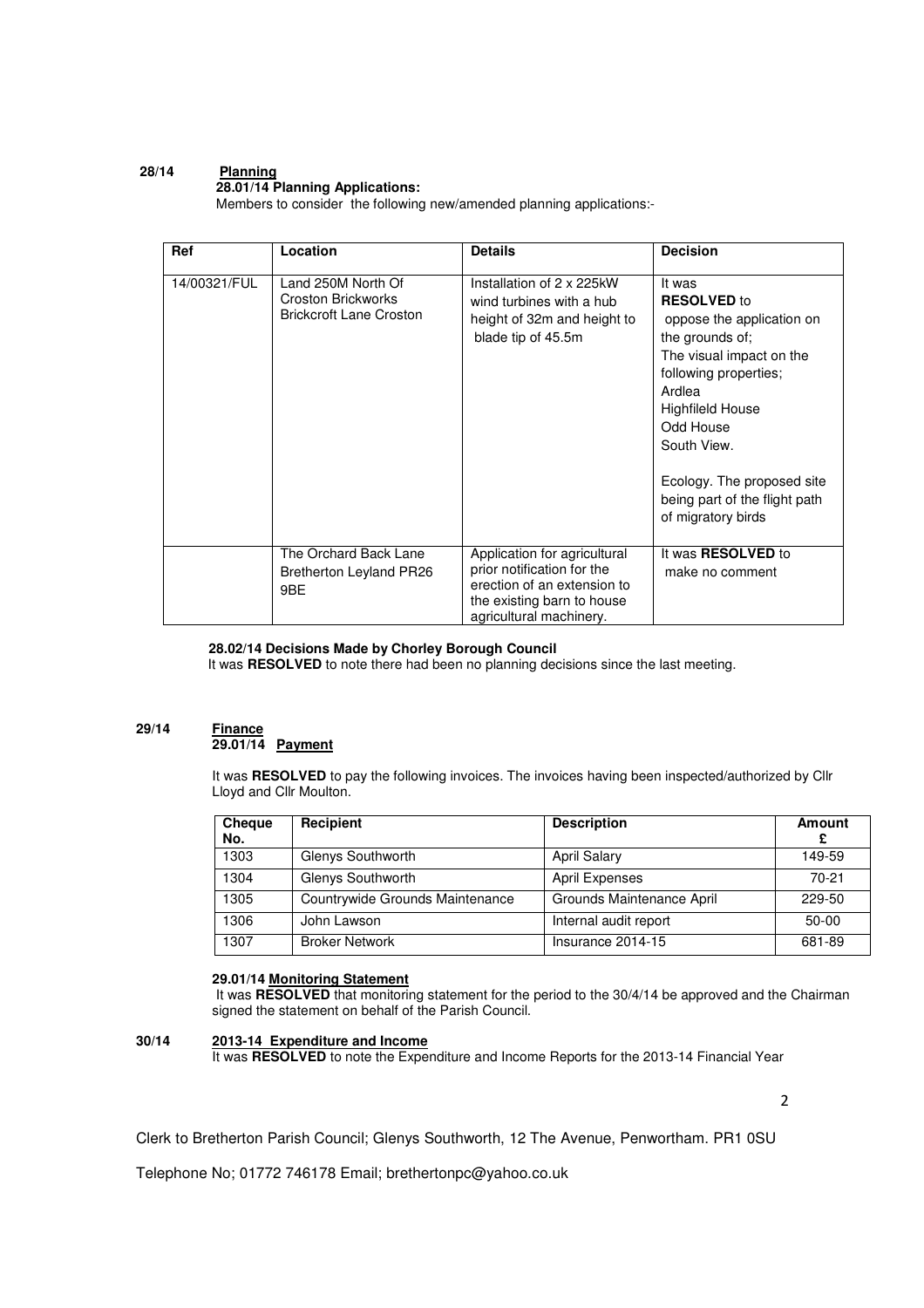**28/14 Planning**

**28.01/14 Planning Applications:**

Members to consider the following new/amended planning applications:-

| Ref | Location | Details | Decision |
|---|---|---|---|
| 14/00321/FUL | Land 250M North Of Croston Brickworks Brickcroft Lane Croston | Installation of 2 x 225kW wind turbines with a hub height of 32m and height to blade tip of 45.5m | It was **RESOLVED** to oppose the application on the grounds of; The visual impact on the following properties; Ardlea Highfileld House Odd House South View. Ecology. The proposed site being part of the flight path of migratory birds |
| | The Orchard Back Lane Bretherton Leyland PR26 9BE | Application for agricultural prior notification for the erection of an extension to the existing barn to house agricultural machinery. | It was **RESOLVED** to make no comment |

**28.02/14 Decisions Made by Chorley Borough Council**

It was **RESOLVED** to note there had been no planning decisions since the last meeting.

**29/14 Finance**

**29.01/14 Payment**

It was **RESOLVED** to pay the following invoices. The invoices having been inspected/authorized by Cllr Lloyd and Cllr Moulton.

| Cheque No. | Recipient | Description | Amount £ |
|---|---|---|---|
| 1303 | Glenys Southworth | April Salary | 149-59 |
| 1304 | Glenys Southworth | April Expenses | 70-21 |
| 1305 | Countrywide Grounds Maintenance | Grounds Maintenance April | 229-50 |
| 1306 | John Lawson | Internal audit report | 50-00 |
| 1307 | Broker Network | Insurance 2014-15 | 681-89 |

**29.01/14 Monitoring Statement**

It was **RESOLVED** that monitoring statement for the period to the 30/4/14 be approved and the Chairman signed the statement on behalf of the Parish Council.

**30/14 2013-14 Expenditure and Income**

It was **RESOLVED** to note the Expenditure and Income Reports for the 2013-14 Financial Year

Clerk to Bretherton Parish Council; Glenys Southworth, 12 The Avenue, Penwortham. PR1 0SU

Telephone No; 01772 746178 Email; brethertonpc@yahoo.co.uk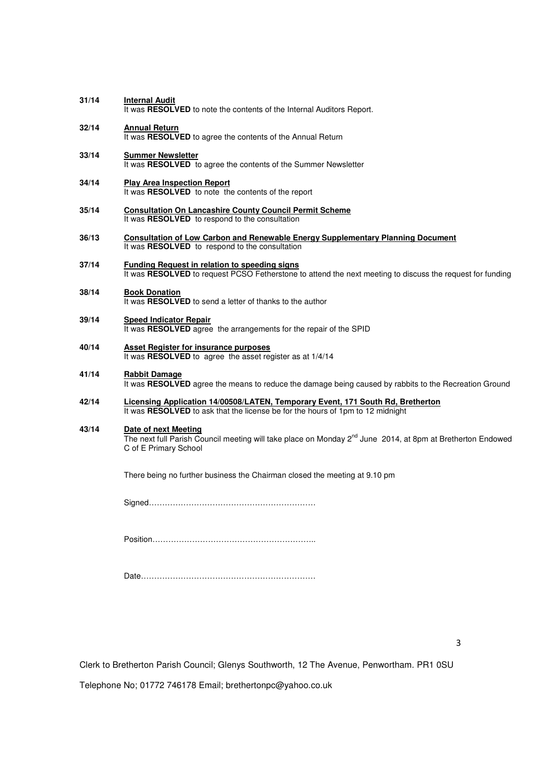**31/14** **Internal Audit**
It was **RESOLVED** to note the contents of the Internal Auditors Report.

**32/14** **Annual Return**
It was **RESOLVED** to agree the contents of the Annual Return

**33/14** **Summer Newsletter**
It was **RESOLVED** to agree the contents of the Summer Newsletter

**34/14** **Play Area Inspection Report**
It was **RESOLVED** to note the contents of the report

**35/14** **Consultation On Lancashire County Council Permit Scheme**
It was **RESOLVED** to respond to the consultation

**36/13** **Consultation of Low Carbon and Renewable Energy Supplementary Planning Document**
It was **RESOLVED** to respond to the consultation

**37/14** **Funding Request in relation to speeding signs**
It was **RESOLVED** to request PCSO Fetherstone to attend the next meeting to discuss the request for funding

**38/14** **Book Donation**
It was **RESOLVED** to send a letter of thanks to the author

**39/14** **Speed Indicator Repair**
It was **RESOLVED** agree the arrangements for the repair of the SPID

**40/14** **Asset Register for insurance purposes**
It was **RESOLVED** to agree the asset register as at 1/4/14

**41/14** **Rabbit Damage**
It was **RESOLVED** agree the means to reduce the damage being caused by rabbits to the Recreation Ground

**42/14** **Licensing Application 14/00508/LATEN, Temporary Event, 171 South Rd, Bretherton**
It was **RESOLVED** to ask that the license be for the hours of 1pm to 12 midnight

**43/14** **Date of next Meeting**
The next full Parish Council meeting will take place on Monday 2nd June 2014, at 8pm at Bretherton Endowed C of E Primary School

There being no further business the Chairman closed the meeting at 9.10 pm

Signed……………………………………………………

Position……………………………………………………..

Date…………………………………………………………

Clerk to Bretherton Parish Council; Glenys Southworth, 12 The Avenue, Penwortham. PR1 0SU

Telephone No; 01772 746178 Email; brethertonpc@yahoo.co.uk